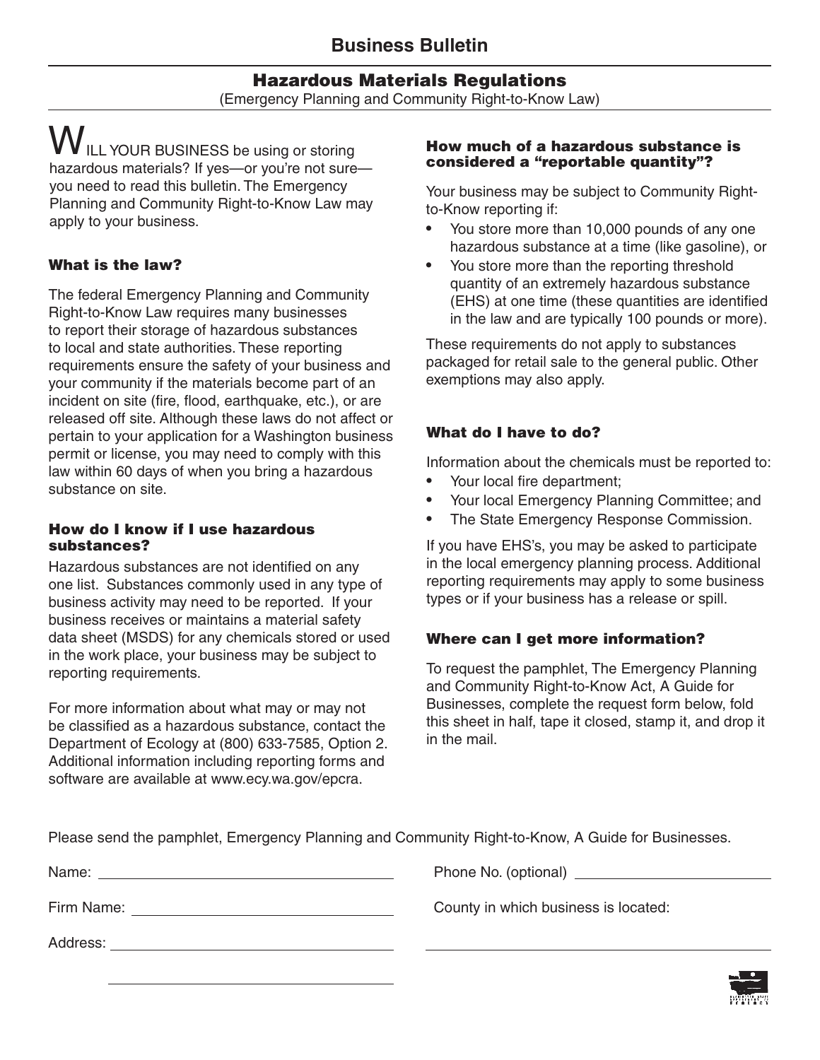# Business Bulletin

## Hazardous Materials Regulations

(Emergency Planning and Community Right-to-Know Law)

WILL YOUR BUSINESS be using or storing hazardous materials? If yes—or you're not sure—you need to read this bulletin. The Emergency Planning and Community Right-to-Know Law may apply to your business.

### What is the law?

The federal Emergency Planning and Community Right-to-Know Law requires many businesses to report their storage of hazardous substances to local and state authorities. These reporting requirements ensure the safety of your business and your community if the materials become part of an incident on site (fire, flood, earthquake, etc.), or are released off site. Although these laws do not affect or pertain to your application for a Washington business permit or license, you may need to comply with this law within 60 days of when you bring a hazardous substance on site.

### How do I know if I use hazardous substances?

Hazardous substances are not identified on any one list. Substances commonly used in any type of business activity may need to be reported. If your business receives or maintains a material safety data sheet (MSDS) for any chemicals stored or used in the work place, your business may be subject to reporting requirements.

For more information about what may or may not be classified as a hazardous substance, contact the Department of Ecology at (800) 633-7585, Option 2. Additional information including reporting forms and software are available at www.ecy.wa.gov/epcra.

### How much of a hazardous substance is considered a "reportable quantity"?

Your business may be subject to Community Right-to-Know reporting if:

- You store more than 10,000 pounds of any one hazardous substance at a time (like gasoline), or
- You store more than the reporting threshold quantity of an extremely hazardous substance (EHS) at one time (these quantities are identified in the law and are typically 100 pounds or more).

These requirements do not apply to substances packaged for retail sale to the general public. Other exemptions may also apply.

### What do I have to do?

Information about the chemicals must be reported to:

- Your local fire department;
- Your local Emergency Planning Committee; and
- The State Emergency Response Commission.

If you have EHS's, you may be asked to participate in the local emergency planning process. Additional reporting requirements may apply to some business types or if your business has a release or spill.

### Where can I get more information?

To request the pamphlet, The Emergency Planning and Community Right-to-Know Act, A Guide for Businesses, complete the request form below, fold this sheet in half, tape it closed, stamp it, and drop it in the mail.

Please send the pamphlet, Emergency Planning and Community Right-to-Know, A Guide for Businesses.

Name: ______________________

Phone No. (optional) ______________________

Firm Name: ______________________

County in which business is located: ______________________

Address: ______________________

______________________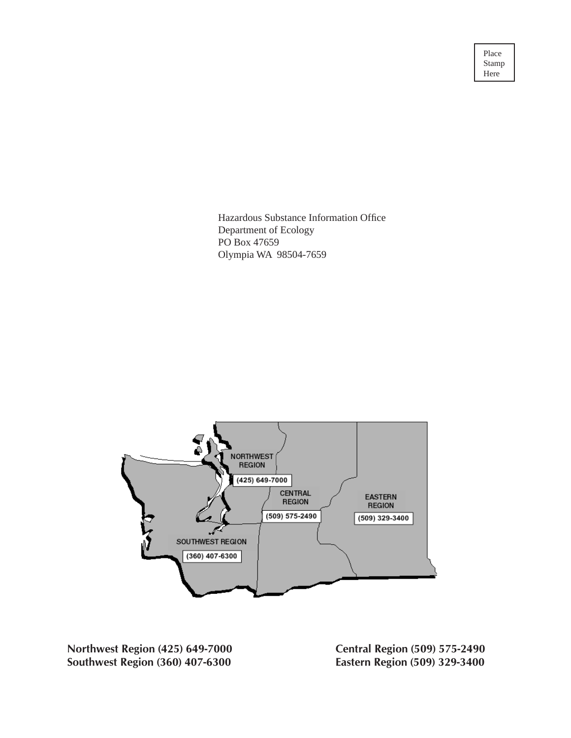Place
Stamp
Here

Hazardous Substance Information Office
Department of Ecology
PO Box 47659
Olympia WA  98504-7659

NORTHWEST REGION
(425) 649-7000

CENTRAL REGION
(509) 575-2490

EASTERN REGION
(509) 329-3400

SOUTHWEST REGION
(360) 407-6300

**Northwest Region (425) 649-7000**
**Southwest Region (360) 407-6300**

**Central Region (509) 575-2490**
**Eastern Region (509) 329-3400**